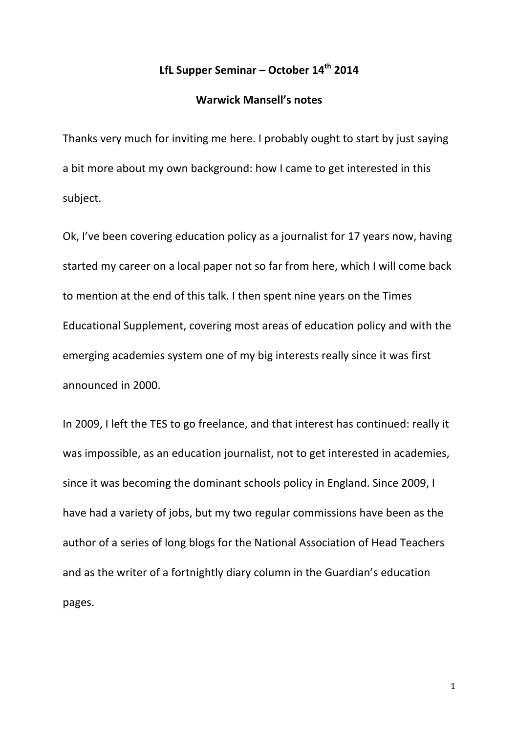# LfL Supper Seminar – October 14th 2014

## Warwick Mansell's notes

Thanks very much for inviting me here. I probably ought to start by just saying a bit more about my own background: how I came to get interested in this subject.

Ok, I've been covering education policy as a journalist for 17 years now, having started my career on a local paper not so far from here, which I will come back to mention at the end of this talk. I then spent nine years on the Times Educational Supplement, covering most areas of education policy and with the emerging academies system one of my big interests really since it was first announced in 2000.

In 2009, I left the TES to go freelance, and that interest has continued: really it was impossible, as an education journalist, not to get interested in academies, since it was becoming the dominant schools policy in England. Since 2009, I have had a variety of jobs, but my two regular commissions have been as the author of a series of long blogs for the National Association of Head Teachers and as the writer of a fortnightly diary column in the Guardian's education pages.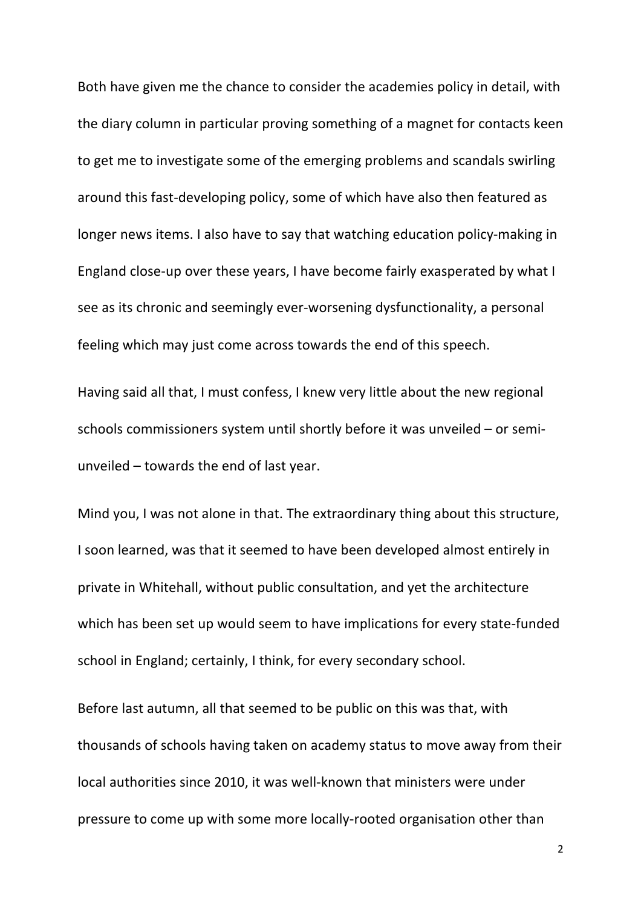Both have given me the chance to consider the academies policy in detail, with the diary column in particular proving something of a magnet for contacts keen to get me to investigate some of the emerging problems and scandals swirling around this fast-developing policy, some of which have also then featured as longer news items. I also have to say that watching education policy-making in England close-up over these years, I have become fairly exasperated by what I see as its chronic and seemingly ever-worsening dysfunctionality, a personal feeling which may just come across towards the end of this speech.

Having said all that, I must confess, I knew very little about the new regional schools commissioners system until shortly before it was unveiled – or semi-unveiled – towards the end of last year.

Mind you, I was not alone in that. The extraordinary thing about this structure, I soon learned, was that it seemed to have been developed almost entirely in private in Whitehall, without public consultation, and yet the architecture which has been set up would seem to have implications for every state-funded school in England; certainly, I think, for every secondary school.

Before last autumn, all that seemed to be public on this was that, with thousands of schools having taken on academy status to move away from their local authorities since 2010, it was well-known that ministers were under pressure to come up with some more locally-rooted organisation other than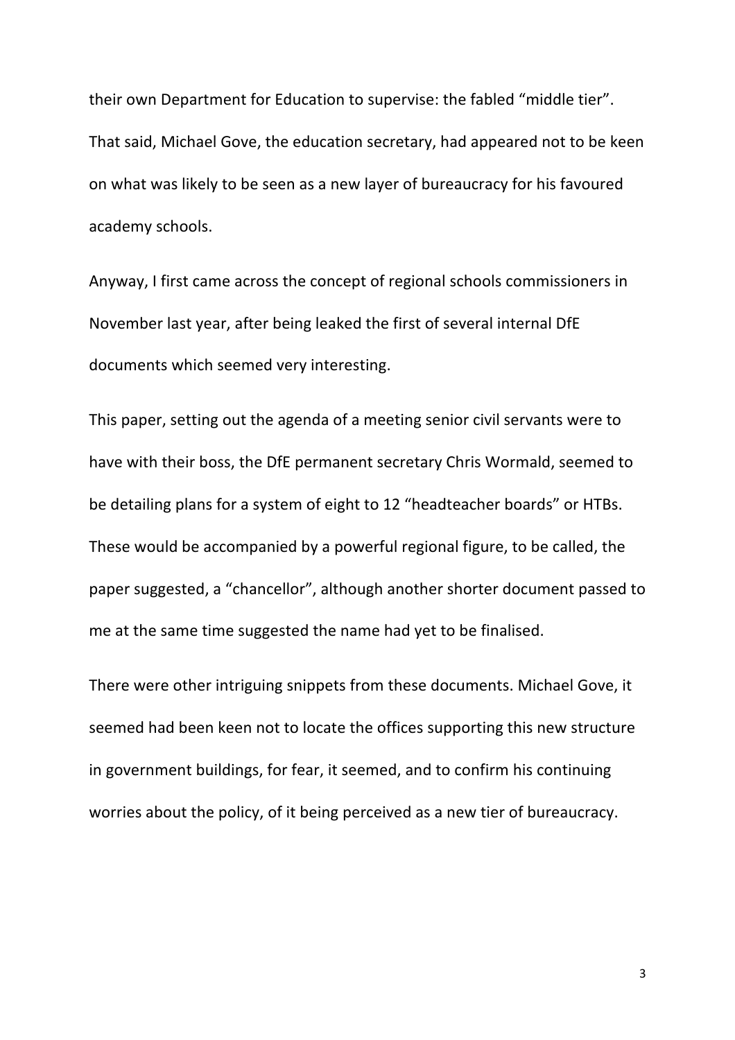their own Department for Education to supervise: the fabled “middle tier”. That said, Michael Gove, the education secretary, had appeared not to be keen on what was likely to be seen as a new layer of bureaucracy for his favoured academy schools.

Anyway, I first came across the concept of regional schools commissioners in November last year, after being leaked the first of several internal DfE documents which seemed very interesting.

This paper, setting out the agenda of a meeting senior civil servants were to have with their boss, the DfE permanent secretary Chris Wormald, seemed to be detailing plans for a system of eight to 12 “headteacher boards” or HTBs. These would be accompanied by a powerful regional figure, to be called, the paper suggested, a “chancellor”, although another shorter document passed to me at the same time suggested the name had yet to be finalised.

There were other intriguing snippets from these documents. Michael Gove, it seemed had been keen not to locate the offices supporting this new structure in government buildings, for fear, it seemed, and to confirm his continuing worries about the policy, of it being perceived as a new tier of bureaucracy.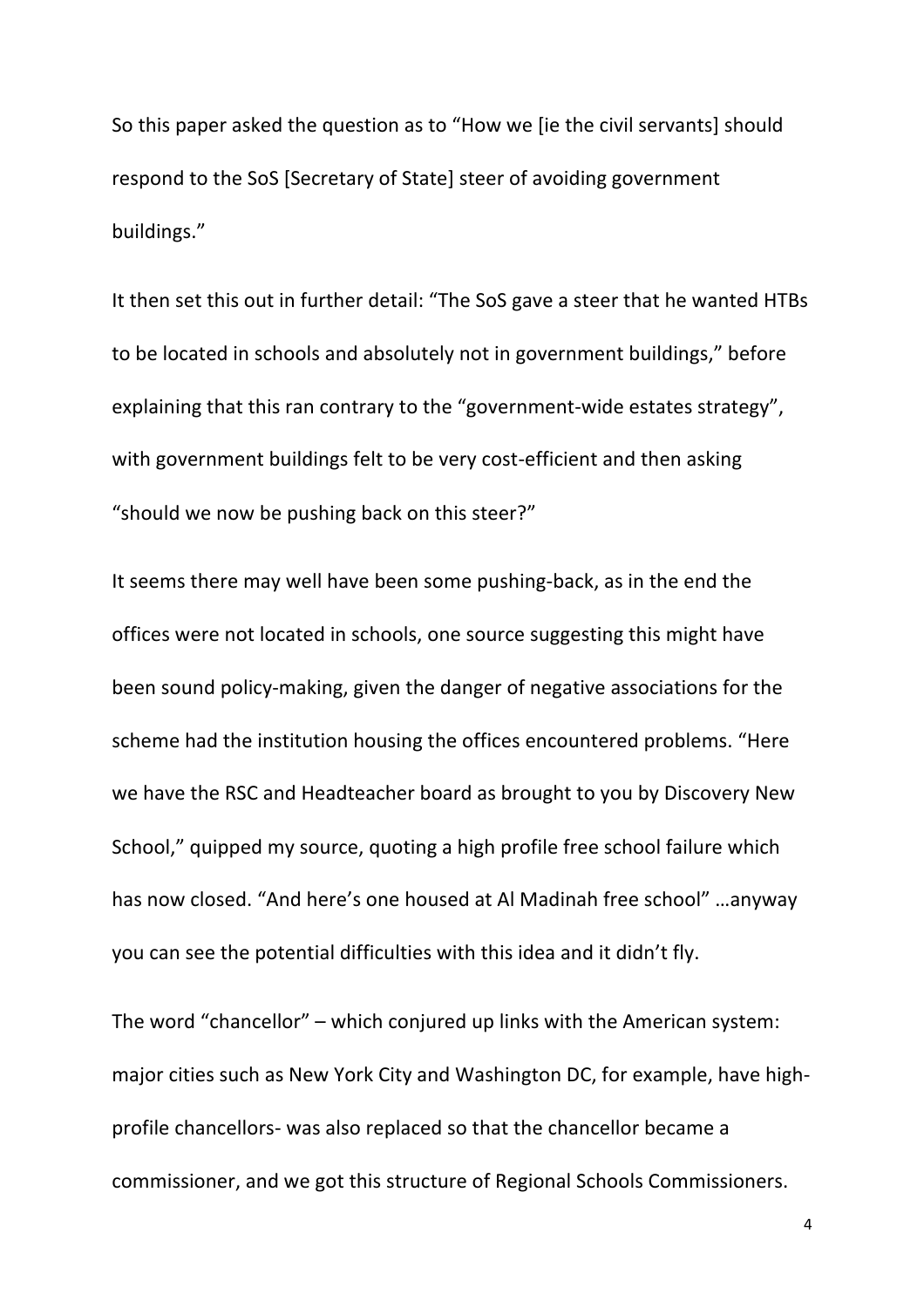So this paper asked the question as to "How we [ie the civil servants] should respond to the SoS [Secretary of State] steer of avoiding government buildings."

It then set this out in further detail: "The SoS gave a steer that he wanted HTBs to be located in schools and absolutely not in government buildings," before explaining that this ran contrary to the "government-wide estates strategy", with government buildings felt to be very cost-efficient and then asking "should we now be pushing back on this steer?"

It seems there may well have been some pushing-back, as in the end the offices were not located in schools, one source suggesting this might have been sound policy-making, given the danger of negative associations for the scheme had the institution housing the offices encountered problems. "Here we have the RSC and Headteacher board as brought to you by Discovery New School," quipped my source, quoting a high profile free school failure which has now closed. "And here's one housed at Al Madinah free school" …anyway you can see the potential difficulties with this idea and it didn't fly.

The word "chancellor" – which conjured up links with the American system: major cities such as New York City and Washington DC, for example, have high-profile chancellors- was also replaced so that the chancellor became a commissioner, and we got this structure of Regional Schools Commissioners.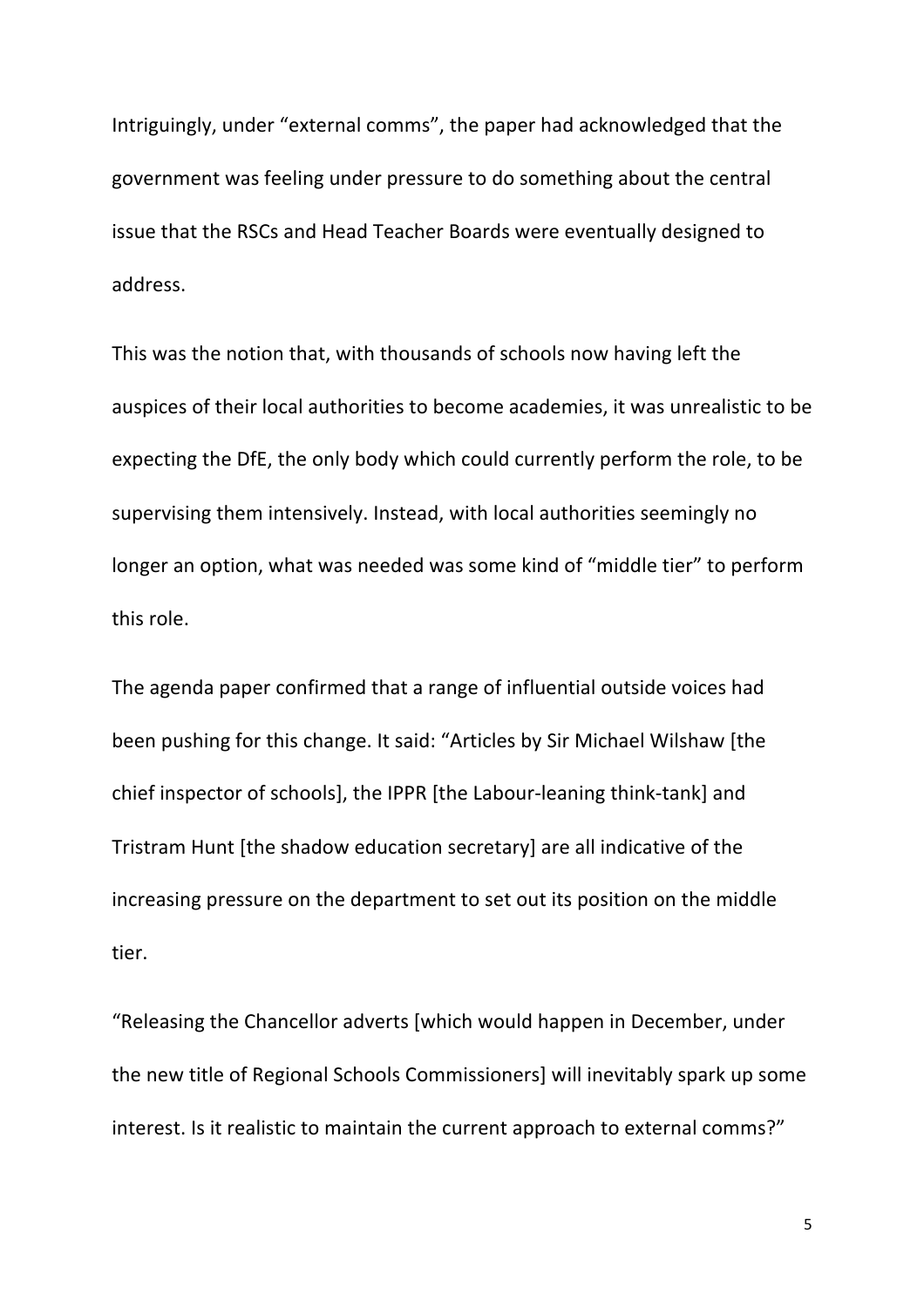Intriguingly, under "external comms", the paper had acknowledged that the government was feeling under pressure to do something about the central issue that the RSCs and Head Teacher Boards were eventually designed to address.

This was the notion that, with thousands of schools now having left the auspices of their local authorities to become academies, it was unrealistic to be expecting the DfE, the only body which could currently perform the role, to be supervising them intensively. Instead, with local authorities seemingly no longer an option, what was needed was some kind of "middle tier" to perform this role.

The agenda paper confirmed that a range of influential outside voices had been pushing for this change. It said: "Articles by Sir Michael Wilshaw [the chief inspector of schools], the IPPR [the Labour-leaning think-tank] and Tristram Hunt [the shadow education secretary] are all indicative of the increasing pressure on the department to set out its position on the middle tier.

"Releasing the Chancellor adverts [which would happen in December, under the new title of Regional Schools Commissioners] will inevitably spark up some interest. Is it realistic to maintain the current approach to external comms?"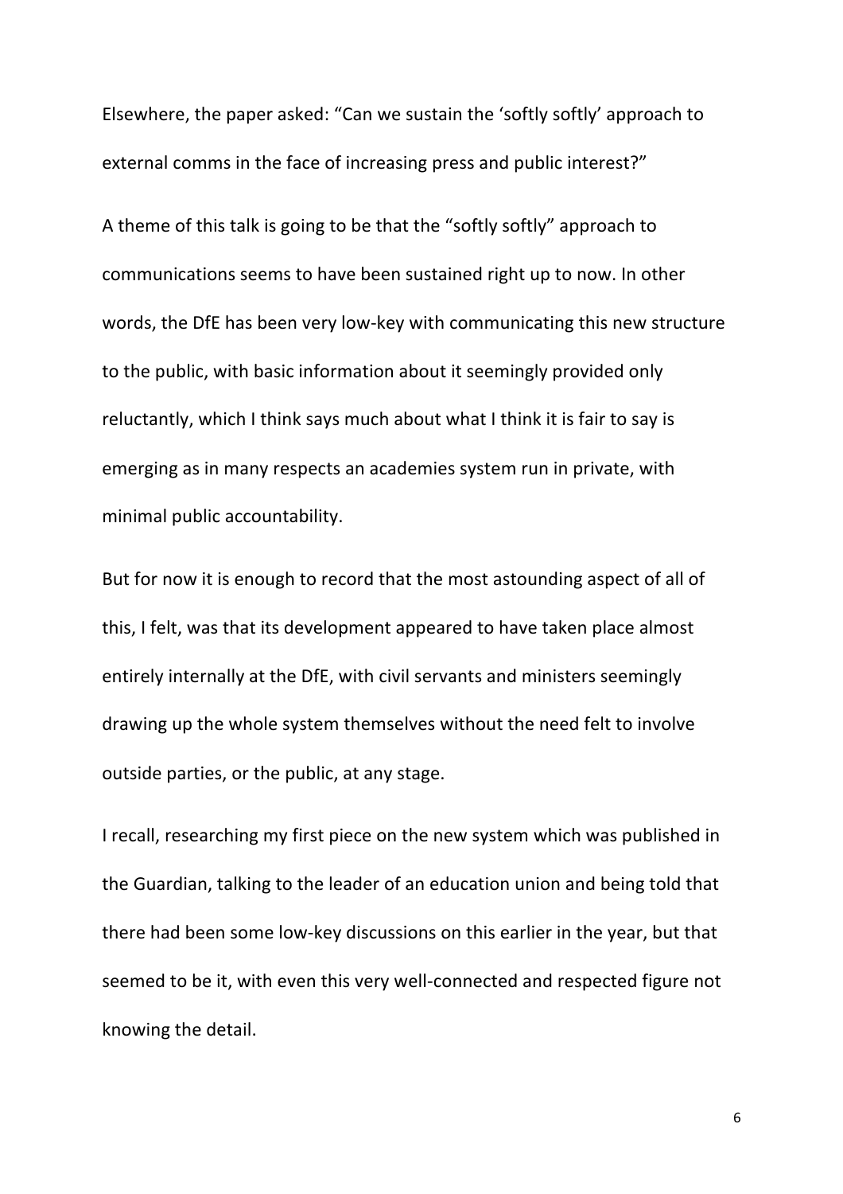Elsewhere, the paper asked: "Can we sustain the 'softly softly' approach to external comms in the face of increasing press and public interest?"

A theme of this talk is going to be that the "softly softly" approach to communications seems to have been sustained right up to now. In other words, the DfE has been very low-key with communicating this new structure to the public, with basic information about it seemingly provided only reluctantly, which I think says much about what I think it is fair to say is emerging as in many respects an academies system run in private, with minimal public accountability.

But for now it is enough to record that the most astounding aspect of all of this, I felt, was that its development appeared to have taken place almost entirely internally at the DfE, with civil servants and ministers seemingly drawing up the whole system themselves without the need felt to involve outside parties, or the public, at any stage.

I recall, researching my first piece on the new system which was published in the Guardian, talking to the leader of an education union and being told that there had been some low-key discussions on this earlier in the year, but that seemed to be it, with even this very well-connected and respected figure not knowing the detail.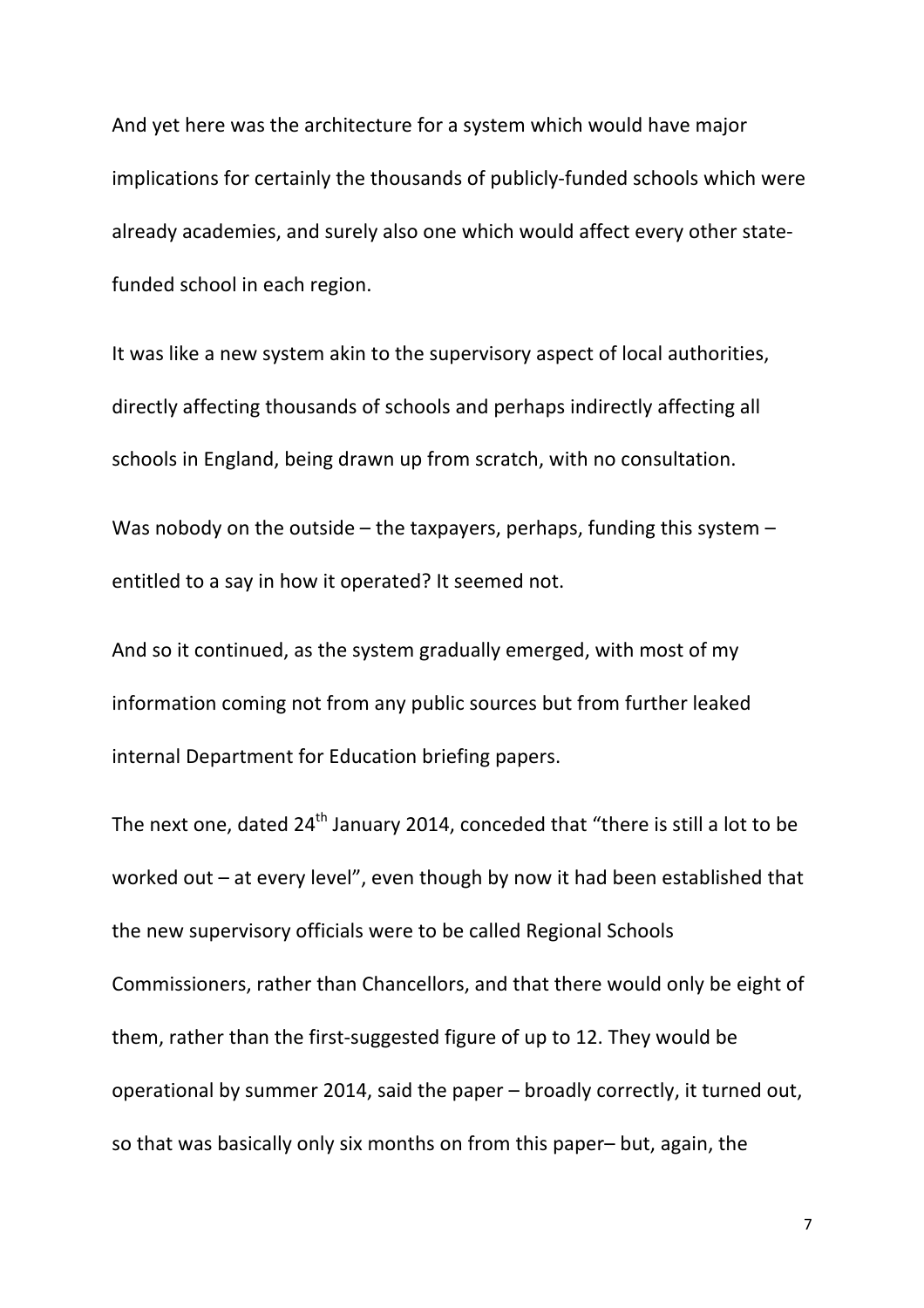And yet here was the architecture for a system which would have major implications for certainly the thousands of publicly-funded schools which were already academies, and surely also one which would affect every other state-funded school in each region.

It was like a new system akin to the supervisory aspect of local authorities, directly affecting thousands of schools and perhaps indirectly affecting all schools in England, being drawn up from scratch, with no consultation.

Was nobody on the outside – the taxpayers, perhaps, funding this system – entitled to a say in how it operated? It seemed not.

And so it continued, as the system gradually emerged, with most of my information coming not from any public sources but from further leaked internal Department for Education briefing papers.

The next one, dated 24th January 2014, conceded that "there is still a lot to be worked out – at every level", even though by now it had been established that the new supervisory officials were to be called Regional Schools Commissioners, rather than Chancellors, and that there would only be eight of them, rather than the first-suggested figure of up to 12. They would be operational by summer 2014, said the paper – broadly correctly, it turned out, so that was basically only six months on from this paper– but, again, the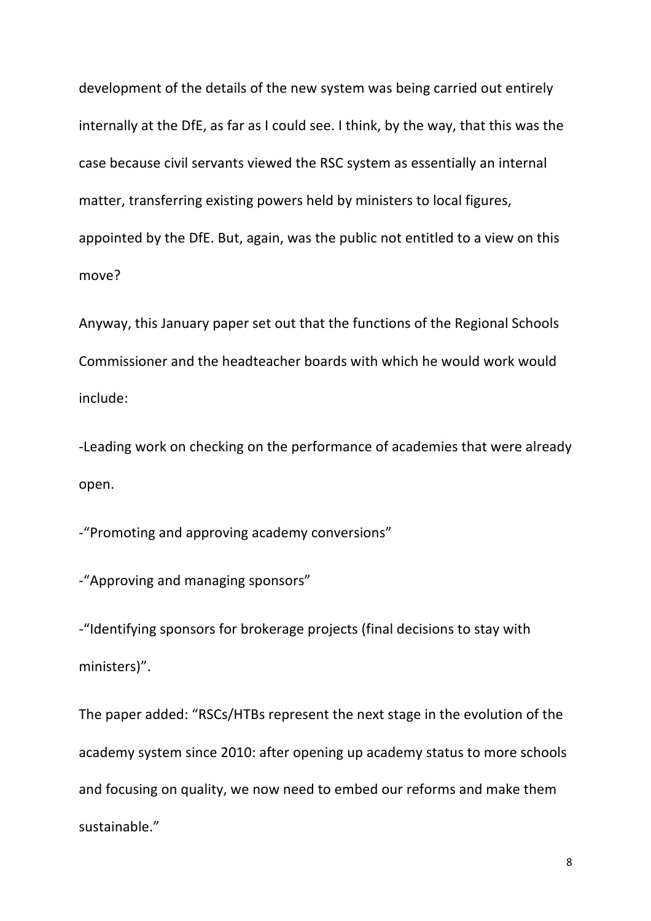development of the details of the new system was being carried out entirely internally at the DfE, as far as I could see. I think, by the way, that this was the case because civil servants viewed the RSC system as essentially an internal matter, transferring existing powers held by ministers to local figures, appointed by the DfE. But, again, was the public not entitled to a view on this move?

Anyway, this January paper set out that the functions of the Regional Schools Commissioner and the headteacher boards with which he would work would include:

-Leading work on checking on the performance of academies that were already open.

-"Promoting and approving academy conversions"

-"Approving and managing sponsors"

-"Identifying sponsors for brokerage projects (final decisions to stay with ministers)".

The paper added: "RSCs/HTBs represent the next stage in the evolution of the academy system since 2010: after opening up academy status to more schools and focusing on quality, we now need to embed our reforms and make them sustainable."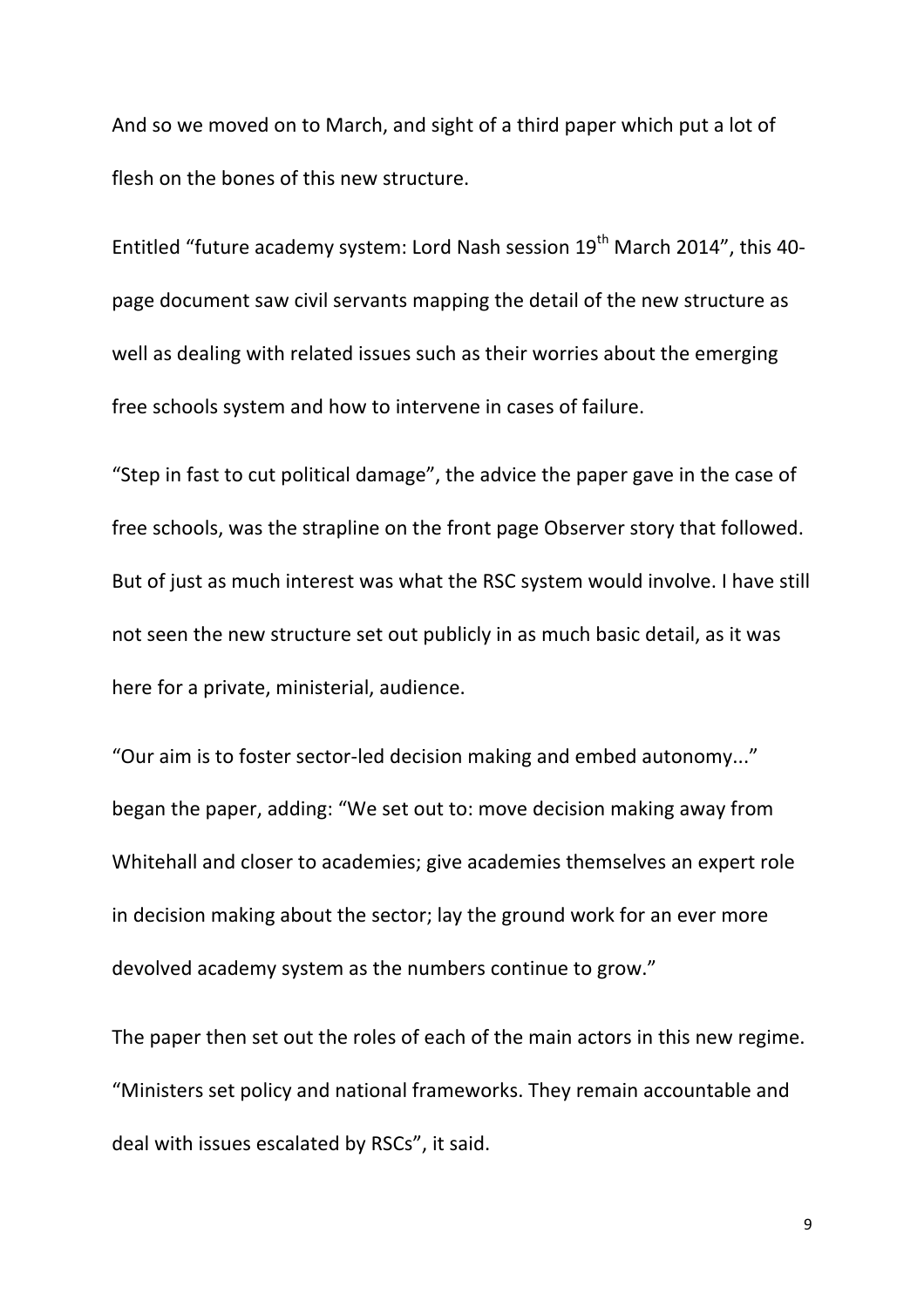And so we moved on to March, and sight of a third paper which put a lot of flesh on the bones of this new structure.

Entitled "future academy system: Lord Nash session 19th March 2014", this 40-page document saw civil servants mapping the detail of the new structure as well as dealing with related issues such as their worries about the emerging free schools system and how to intervene in cases of failure.

"Step in fast to cut political damage", the advice the paper gave in the case of free schools, was the strapline on the front page Observer story that followed. But of just as much interest was what the RSC system would involve. I have still not seen the new structure set out publicly in as much basic detail, as it was here for a private, ministerial, audience.

"Our aim is to foster sector-led decision making and embed autonomy..." began the paper, adding: "We set out to: move decision making away from Whitehall and closer to academies; give academies themselves an expert role in decision making about the sector; lay the ground work for an ever more devolved academy system as the numbers continue to grow."

The paper then set out the roles of each of the main actors in this new regime. "Ministers set policy and national frameworks. They remain accountable and deal with issues escalated by RSCs", it said.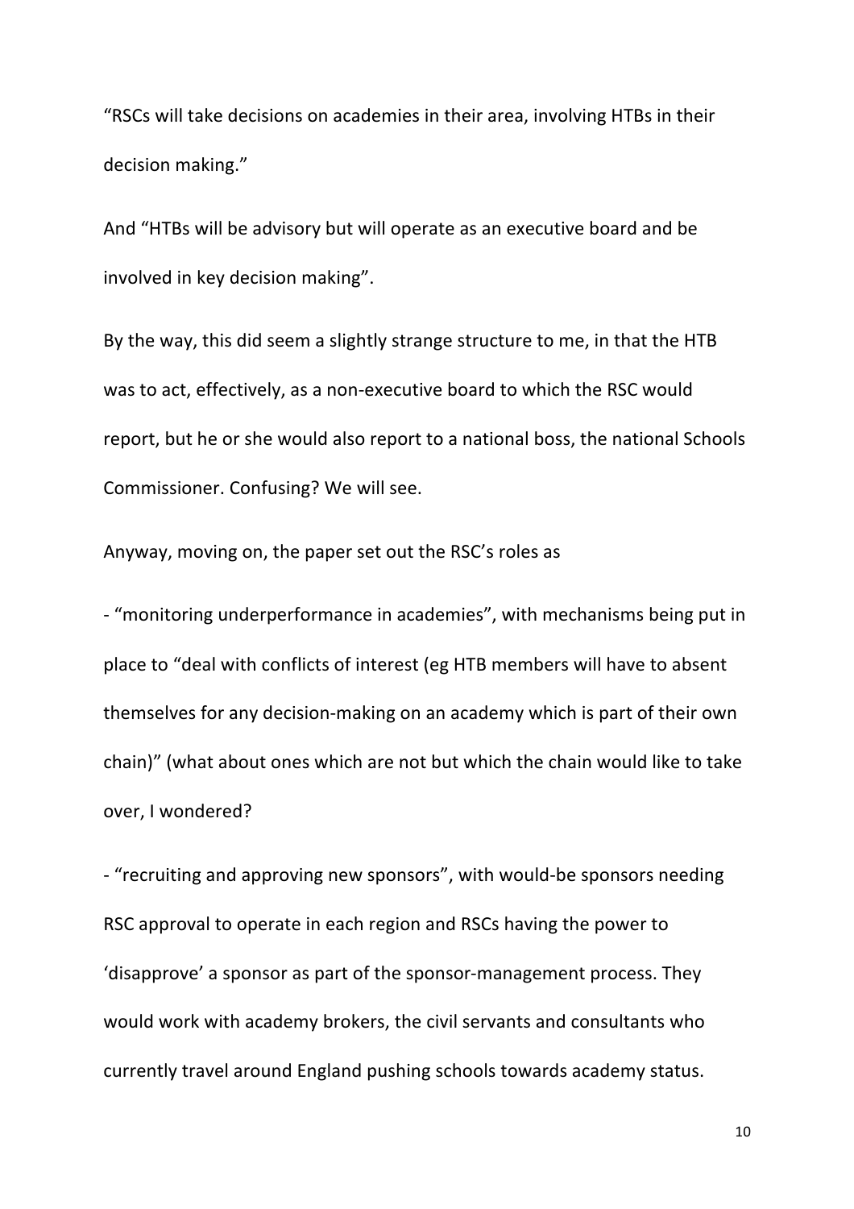"RSCs will take decisions on academies in their area, involving HTBs in their decision making."

And "HTBs will be advisory but will operate as an executive board and be involved in key decision making".

By the way, this did seem a slightly strange structure to me, in that the HTB was to act, effectively, as a non-executive board to which the RSC would report, but he or she would also report to a national boss, the national Schools Commissioner. Confusing? We will see.

Anyway, moving on, the paper set out the RSC's roles as

- "monitoring underperformance in academies", with mechanisms being put in place to "deal with conflicts of interest (eg HTB members will have to absent themselves for any decision-making on an academy which is part of their own chain)" (what about ones which are not but which the chain would like to take over, I wondered?
- "recruiting and approving new sponsors", with would-be sponsors needing RSC approval to operate in each region and RSCs having the power to 'disapprove' a sponsor as part of the sponsor-management process. They would work with academy brokers, the civil servants and consultants who currently travel around England pushing schools towards academy status.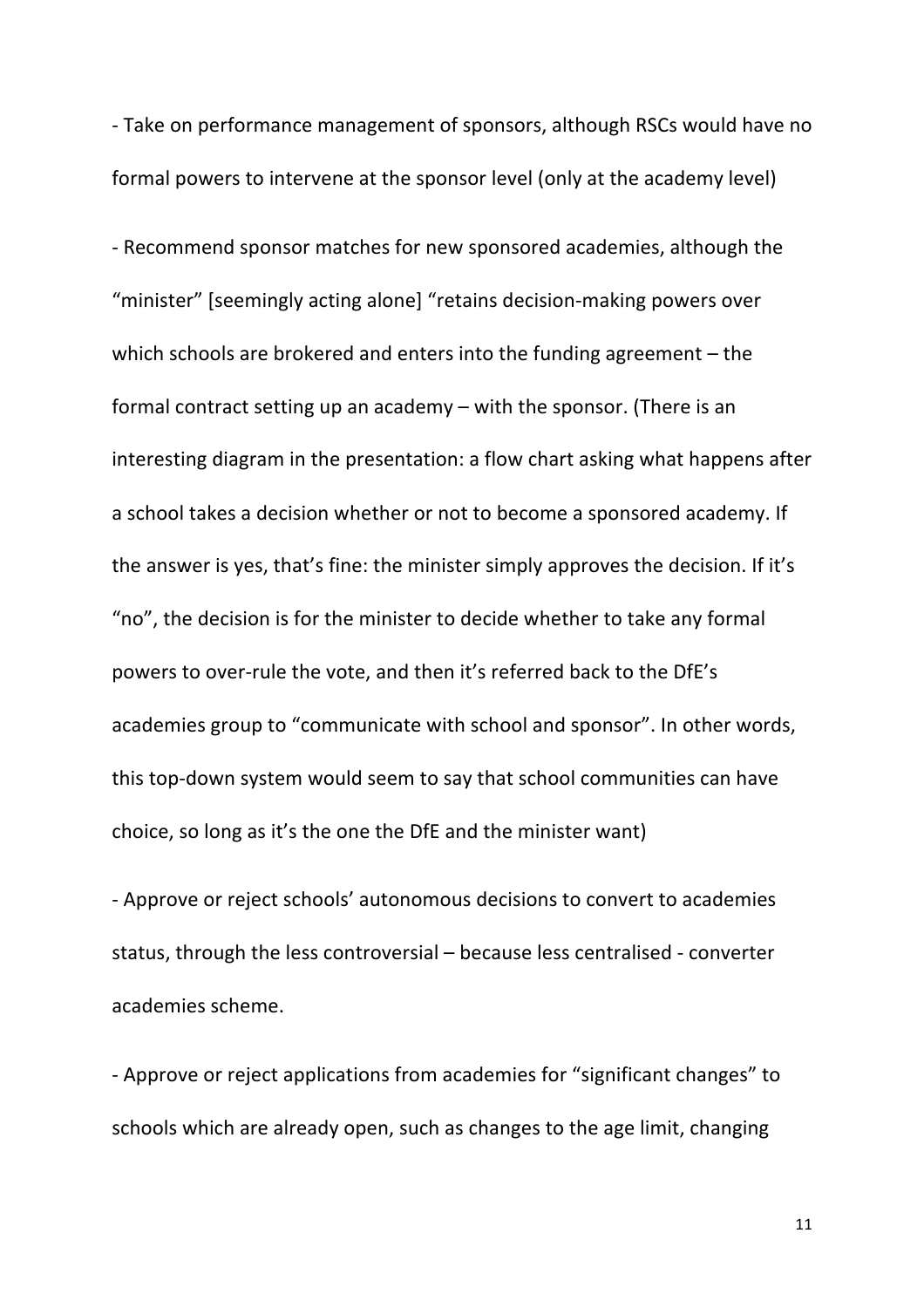- Take on performance management of sponsors, although RSCs would have no formal powers to intervene at the sponsor level (only at the academy level)

- Recommend sponsor matches for new sponsored academies, although the "minister" [seemingly acting alone] "retains decision-making powers over which schools are brokered and enters into the funding agreement – the formal contract setting up an academy – with the sponsor. (There is an interesting diagram in the presentation: a flow chart asking what happens after a school takes a decision whether or not to become a sponsored academy. If the answer is yes, that's fine: the minister simply approves the decision. If it's "no", the decision is for the minister to decide whether to take any formal powers to over-rule the vote, and then it's referred back to the DfE's academies group to "communicate with school and sponsor". In other words, this top-down system would seem to say that school communities can have choice, so long as it's the one the DfE and the minister want)

- Approve or reject schools' autonomous decisions to convert to academies status, through the less controversial – because less centralised - converter academies scheme.

- Approve or reject applications from academies for "significant changes" to schools which are already open, such as changes to the age limit, changing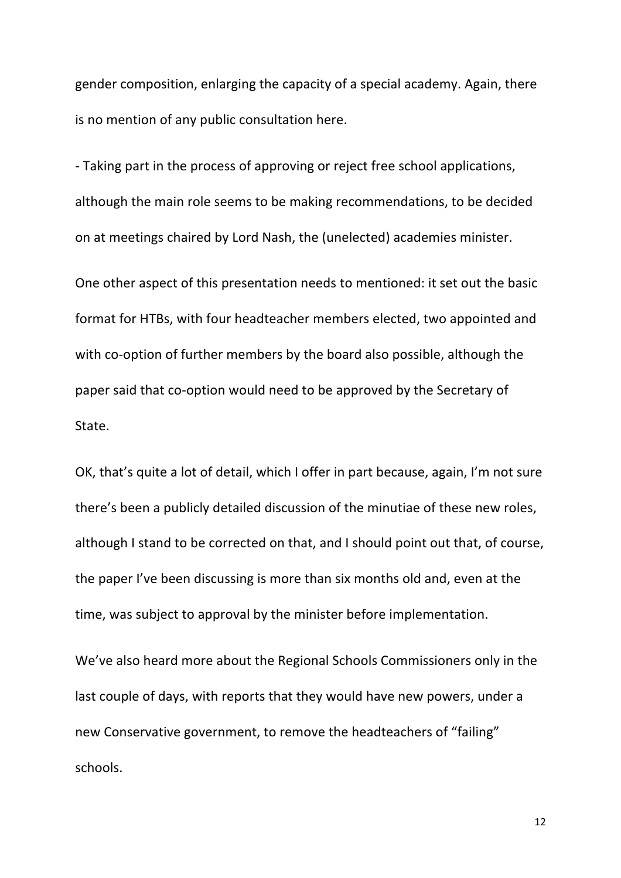gender composition, enlarging the capacity of a special academy. Again, there is no mention of any public consultation here.

- Taking part in the process of approving or reject free school applications, although the main role seems to be making recommendations, to be decided on at meetings chaired by Lord Nash, the (unelected) academies minister.

One other aspect of this presentation needs to mentioned: it set out the basic format for HTBs, with four headteacher members elected, two appointed and with co-option of further members by the board also possible, although the paper said that co-option would need to be approved by the Secretary of State.

OK, that's quite a lot of detail, which I offer in part because, again, I'm not sure there's been a publicly detailed discussion of the minutiae of these new roles, although I stand to be corrected on that, and I should point out that, of course, the paper I've been discussing is more than six months old and, even at the time, was subject to approval by the minister before implementation.

We've also heard more about the Regional Schools Commissioners only in the last couple of days, with reports that they would have new powers, under a new Conservative government, to remove the headteachers of "failing" schools.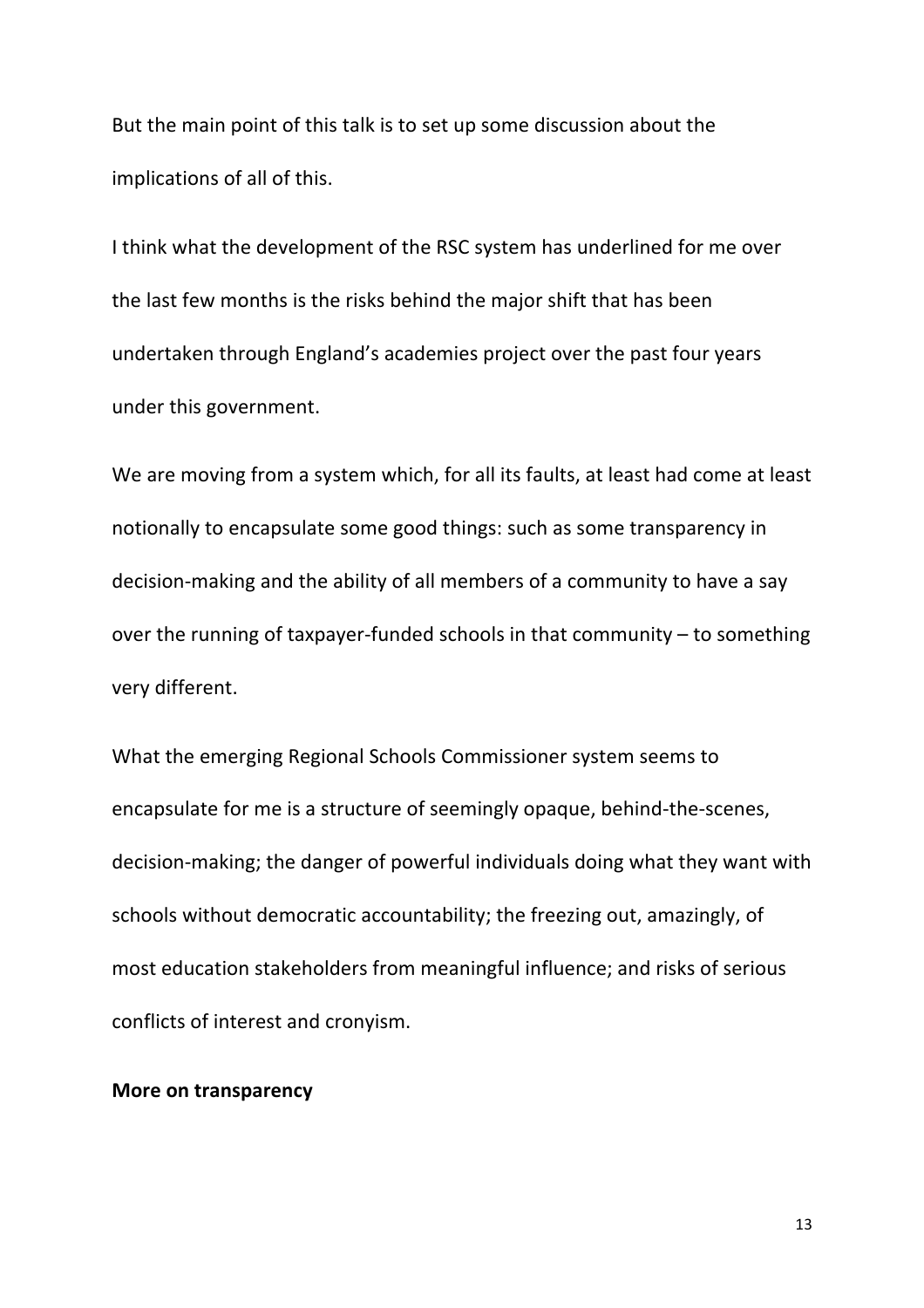But the main point of this talk is to set up some discussion about the implications of all of this.

I think what the development of the RSC system has underlined for me over the last few months is the risks behind the major shift that has been undertaken through England's academies project over the past four years under this government.

We are moving from a system which, for all its faults, at least had come at least notionally to encapsulate some good things: such as some transparency in decision-making and the ability of all members of a community to have a say over the running of taxpayer-funded schools in that community – to something very different.

What the emerging Regional Schools Commissioner system seems to encapsulate for me is a structure of seemingly opaque, behind-the-scenes, decision-making; the danger of powerful individuals doing what they want with schools without democratic accountability; the freezing out, amazingly, of most education stakeholders from meaningful influence; and risks of serious conflicts of interest and cronyism.

**More on transparency**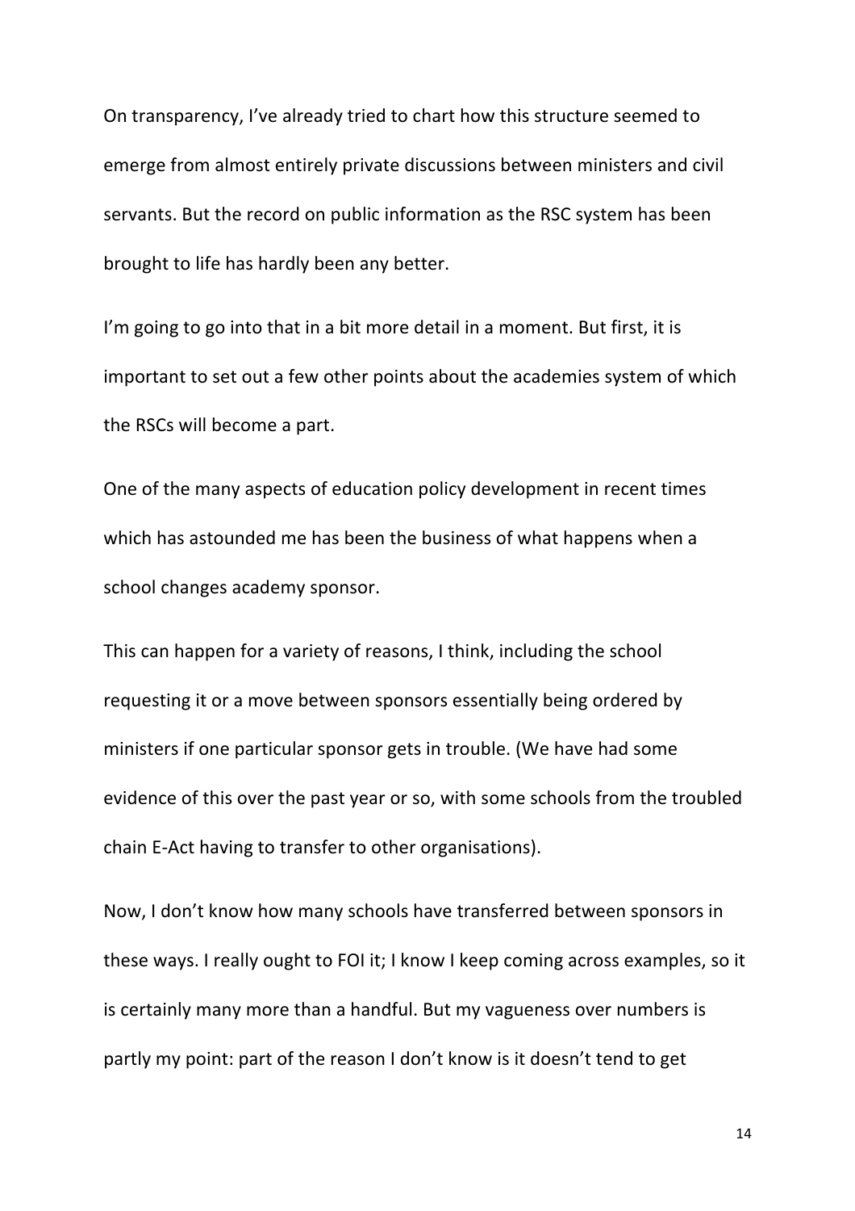On transparency, I've already tried to chart how this structure seemed to emerge from almost entirely private discussions between ministers and civil servants. But the record on public information as the RSC system has been brought to life has hardly been any better.

I'm going to go into that in a bit more detail in a moment. But first, it is important to set out a few other points about the academies system of which the RSCs will become a part.

One of the many aspects of education policy development in recent times which has astounded me has been the business of what happens when a school changes academy sponsor.

This can happen for a variety of reasons, I think, including the school requesting it or a move between sponsors essentially being ordered by ministers if one particular sponsor gets in trouble. (We have had some evidence of this over the past year or so, with some schools from the troubled chain E-Act having to transfer to other organisations).

Now, I don't know how many schools have transferred between sponsors in these ways. I really ought to FOI it; I know I keep coming across examples, so it is certainly many more than a handful. But my vagueness over numbers is partly my point: part of the reason I don't know is it doesn't tend to get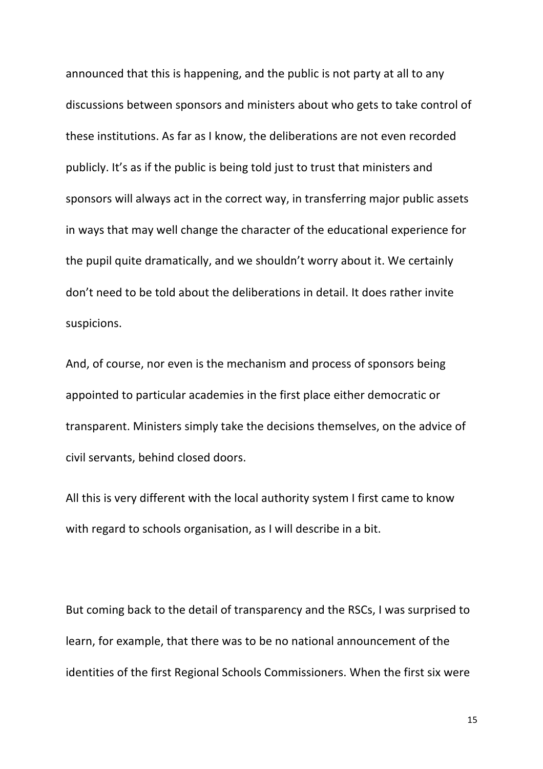announced that this is happening, and the public is not party at all to any discussions between sponsors and ministers about who gets to take control of these institutions. As far as I know, the deliberations are not even recorded publicly. It's as if the public is being told just to trust that ministers and sponsors will always act in the correct way, in transferring major public assets in ways that may well change the character of the educational experience for the pupil quite dramatically, and we shouldn't worry about it. We certainly don't need to be told about the deliberations in detail. It does rather invite suspicions.

And, of course, nor even is the mechanism and process of sponsors being appointed to particular academies in the first place either democratic or transparent. Ministers simply take the decisions themselves, on the advice of civil servants, behind closed doors.

All this is very different with the local authority system I first came to know with regard to schools organisation, as I will describe in a bit.

But coming back to the detail of transparency and the RSCs, I was surprised to learn, for example, that there was to be no national announcement of the identities of the first Regional Schools Commissioners. When the first six were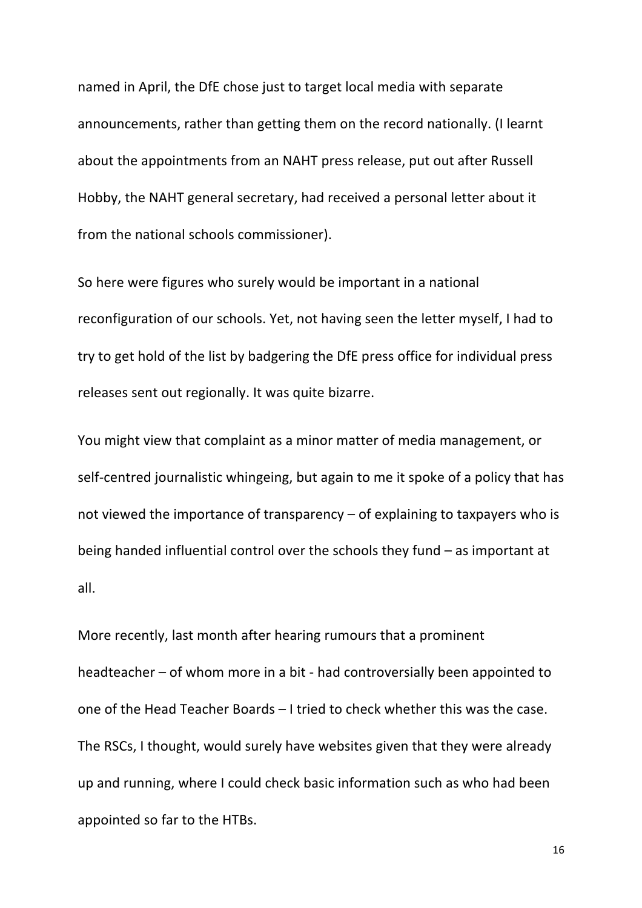named in April, the DfE chose just to target local media with separate announcements, rather than getting them on the record nationally. (I learnt about the appointments from an NAHT press release, put out after Russell Hobby, the NAHT general secretary, had received a personal letter about it from the national schools commissioner).

So here were figures who surely would be important in a national reconfiguration of our schools. Yet, not having seen the letter myself, I had to try to get hold of the list by badgering the DfE press office for individual press releases sent out regionally. It was quite bizarre.

You might view that complaint as a minor matter of media management, or self-centred journalistic whingeing, but again to me it spoke of a policy that has not viewed the importance of transparency – of explaining to taxpayers who is being handed influential control over the schools they fund – as important at all.

More recently, last month after hearing rumours that a prominent headteacher – of whom more in a bit - had controversially been appointed to one of the Head Teacher Boards – I tried to check whether this was the case. The RSCs, I thought, would surely have websites given that they were already up and running, where I could check basic information such as who had been appointed so far to the HTBs.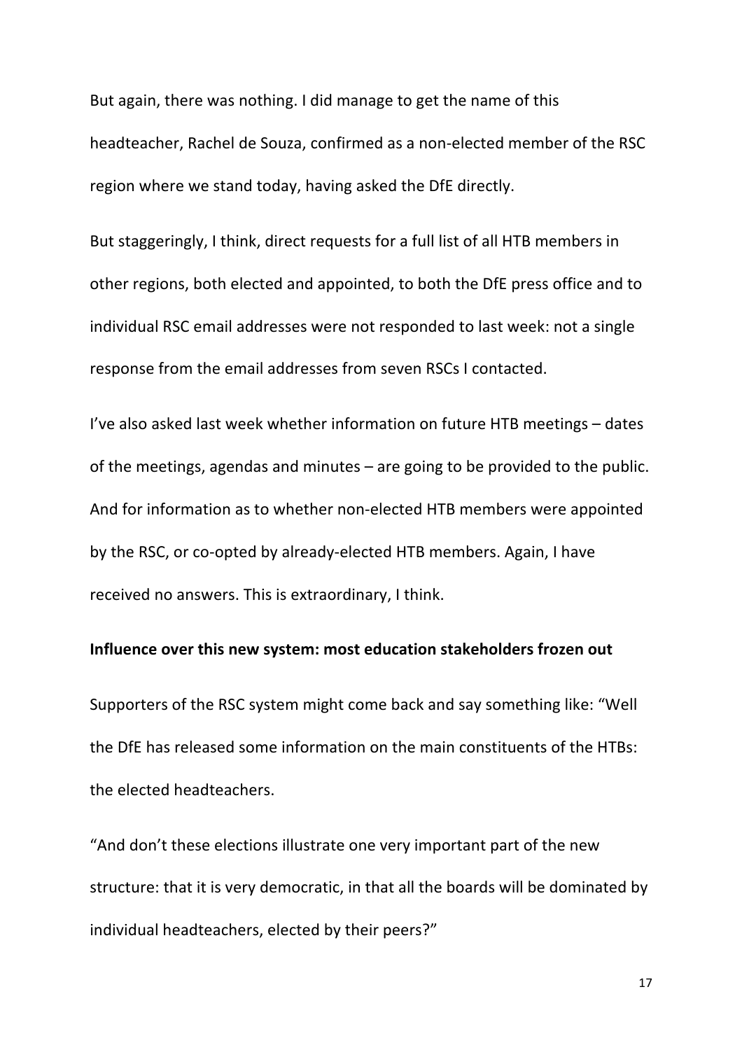But again, there was nothing. I did manage to get the name of this headteacher, Rachel de Souza, confirmed as a non-elected member of the RSC region where we stand today, having asked the DfE directly.

But staggeringly, I think, direct requests for a full list of all HTB members in other regions, both elected and appointed, to both the DfE press office and to individual RSC email addresses were not responded to last week: not a single response from the email addresses from seven RSCs I contacted.

I've also asked last week whether information on future HTB meetings – dates of the meetings, agendas and minutes – are going to be provided to the public. And for information as to whether non-elected HTB members were appointed by the RSC, or co-opted by already-elected HTB members. Again, I have received no answers. This is extraordinary, I think.

**Influence over this new system: most education stakeholders frozen out**

Supporters of the RSC system might come back and say something like: "Well the DfE has released some information on the main constituents of the HTBs: the elected headteachers.

"And don't these elections illustrate one very important part of the new structure: that it is very democratic, in that all the boards will be dominated by individual headteachers, elected by their peers?"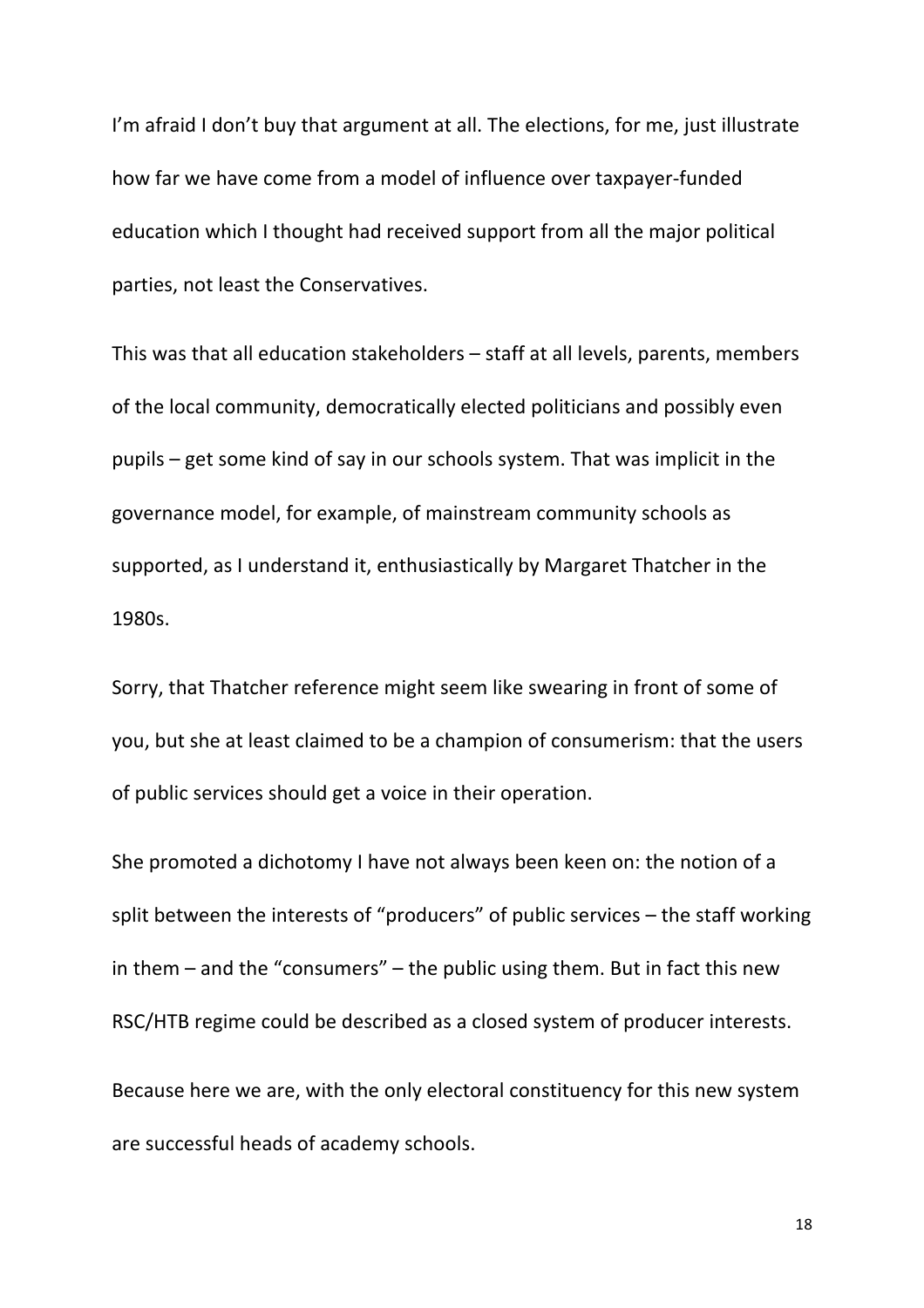I'm afraid I don't buy that argument at all. The elections, for me, just illustrate how far we have come from a model of influence over taxpayer-funded education which I thought had received support from all the major political parties, not least the Conservatives.

This was that all education stakeholders – staff at all levels, parents, members of the local community, democratically elected politicians and possibly even pupils – get some kind of say in our schools system. That was implicit in the governance model, for example, of mainstream community schools as supported, as I understand it, enthusiastically by Margaret Thatcher in the 1980s.

Sorry, that Thatcher reference might seem like swearing in front of some of you, but she at least claimed to be a champion of consumerism: that the users of public services should get a voice in their operation.

She promoted a dichotomy I have not always been keen on: the notion of a split between the interests of "producers" of public services – the staff working in them – and the "consumers" – the public using them. But in fact this new RSC/HTB regime could be described as a closed system of producer interests.

Because here we are, with the only electoral constituency for this new system are successful heads of academy schools.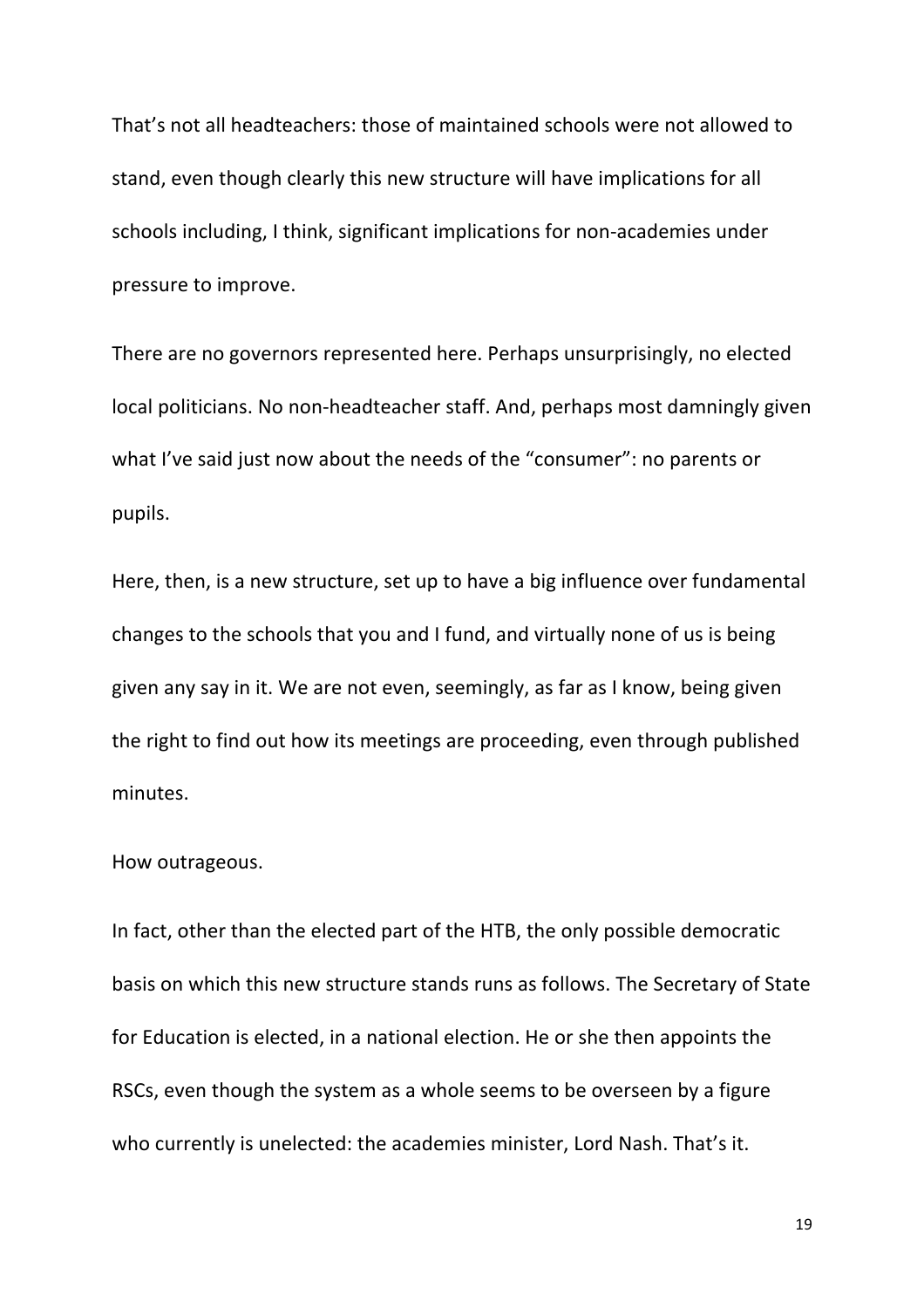That's not all headteachers: those of maintained schools were not allowed to stand, even though clearly this new structure will have implications for all schools including, I think, significant implications for non-academies under pressure to improve.

There are no governors represented here. Perhaps unsurprisingly, no elected local politicians. No non-headteacher staff. And, perhaps most damningly given what I've said just now about the needs of the "consumer": no parents or pupils.

Here, then, is a new structure, set up to have a big influence over fundamental changes to the schools that you and I fund, and virtually none of us is being given any say in it. We are not even, seemingly, as far as I know, being given the right to find out how its meetings are proceeding, even through published minutes.

How outrageous.

In fact, other than the elected part of the HTB, the only possible democratic basis on which this new structure stands runs as follows. The Secretary of State for Education is elected, in a national election. He or she then appoints the RSCs, even though the system as a whole seems to be overseen by a figure who currently is unelected: the academies minister, Lord Nash. That's it.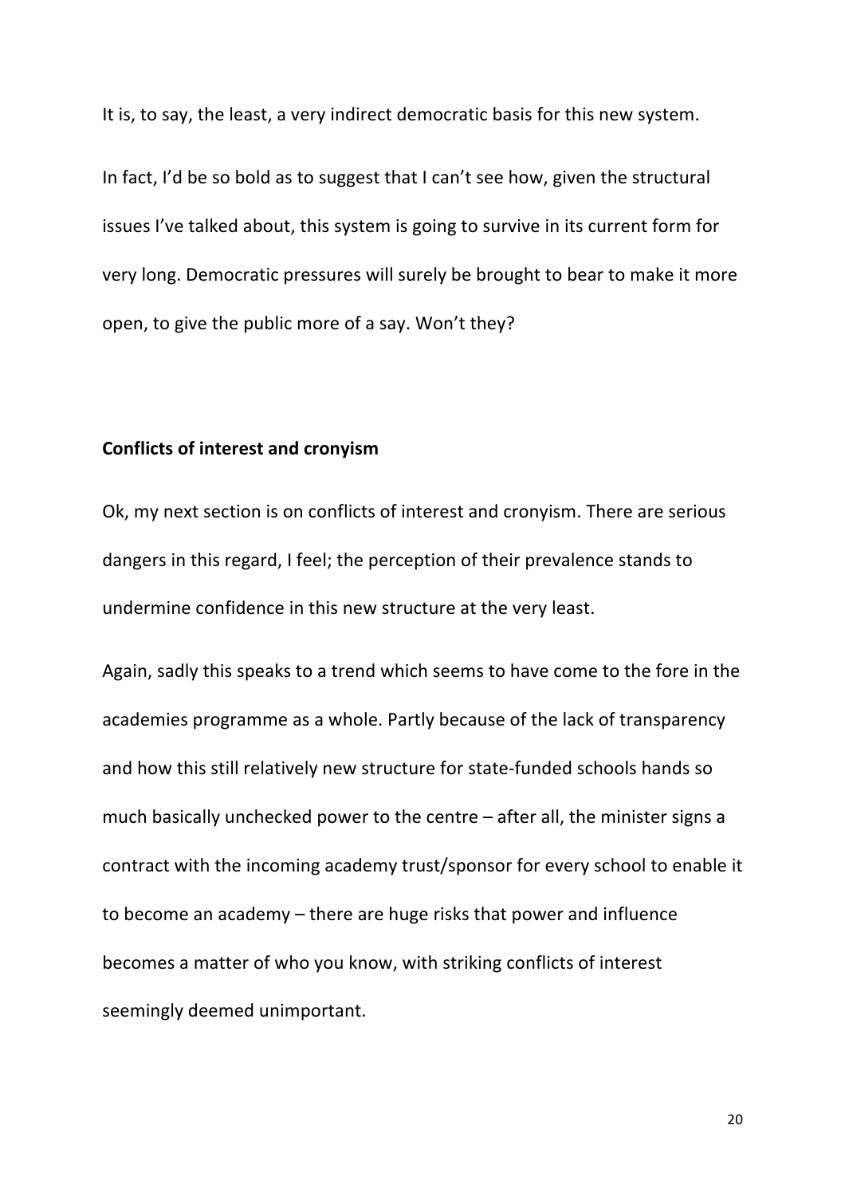It is, to say, the least, a very indirect democratic basis for this new system.

In fact, I'd be so bold as to suggest that I can't see how, given the structural issues I've talked about, this system is going to survive in its current form for very long. Democratic pressures will surely be brought to bear to make it more open, to give the public more of a say. Won't they?

**Conflicts of interest and cronyism**

Ok, my next section is on conflicts of interest and cronyism. There are serious dangers in this regard, I feel; the perception of their prevalence stands to undermine confidence in this new structure at the very least.

Again, sadly this speaks to a trend which seems to have come to the fore in the academies programme as a whole. Partly because of the lack of transparency and how this still relatively new structure for state-funded schools hands so much basically unchecked power to the centre – after all, the minister signs a contract with the incoming academy trust/sponsor for every school to enable it to become an academy – there are huge risks that power and influence becomes a matter of who you know, with striking conflicts of interest seemingly deemed unimportant.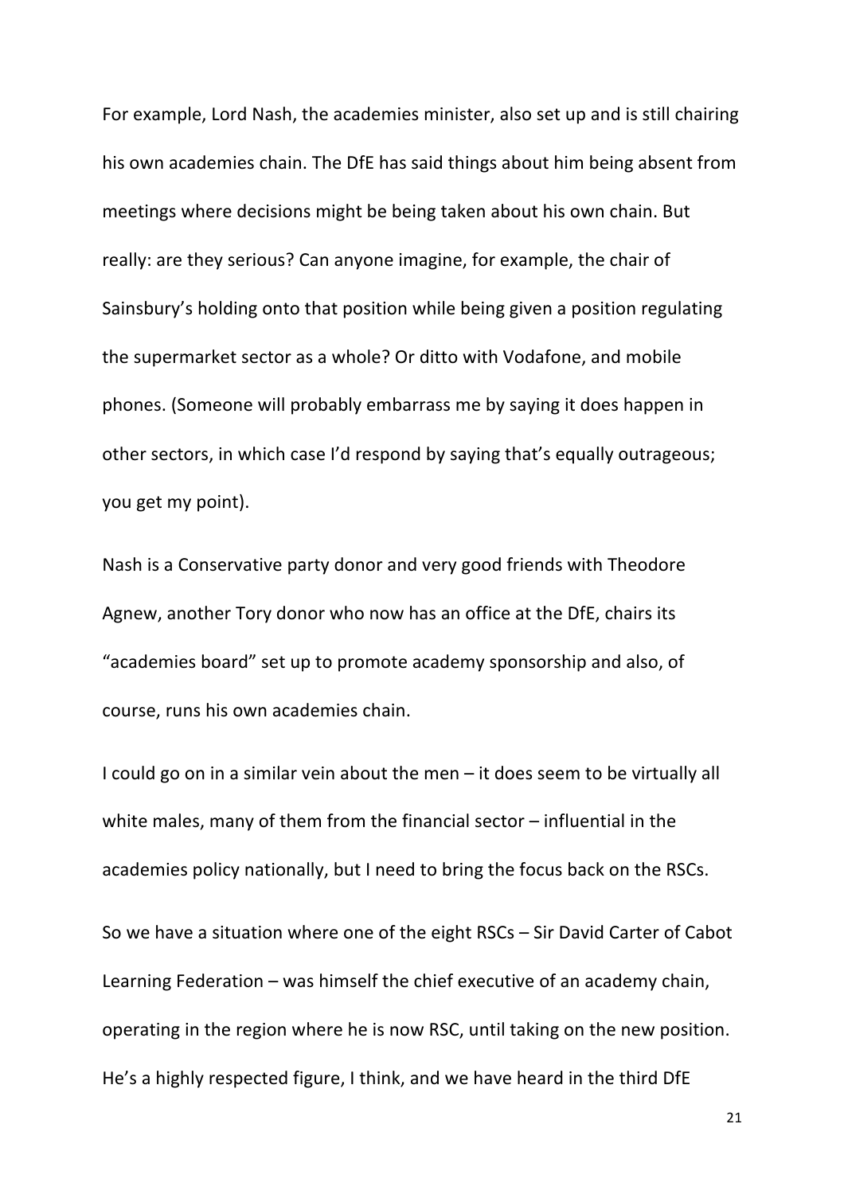For example, Lord Nash, the academies minister, also set up and is still chairing his own academies chain. The DfE has said things about him being absent from meetings where decisions might be being taken about his own chain. But really: are they serious? Can anyone imagine, for example, the chair of Sainsbury's holding onto that position while being given a position regulating the supermarket sector as a whole? Or ditto with Vodafone, and mobile phones. (Someone will probably embarrass me by saying it does happen in other sectors, in which case I'd respond by saying that's equally outrageous; you get my point).

Nash is a Conservative party donor and very good friends with Theodore Agnew, another Tory donor who now has an office at the DfE, chairs its "academies board" set up to promote academy sponsorship and also, of course, runs his own academies chain.

I could go on in a similar vein about the men – it does seem to be virtually all white males, many of them from the financial sector – influential in the academies policy nationally, but I need to bring the focus back on the RSCs.

So we have a situation where one of the eight RSCs – Sir David Carter of Cabot Learning Federation – was himself the chief executive of an academy chain, operating in the region where he is now RSC, until taking on the new position. He's a highly respected figure, I think, and we have heard in the third DfE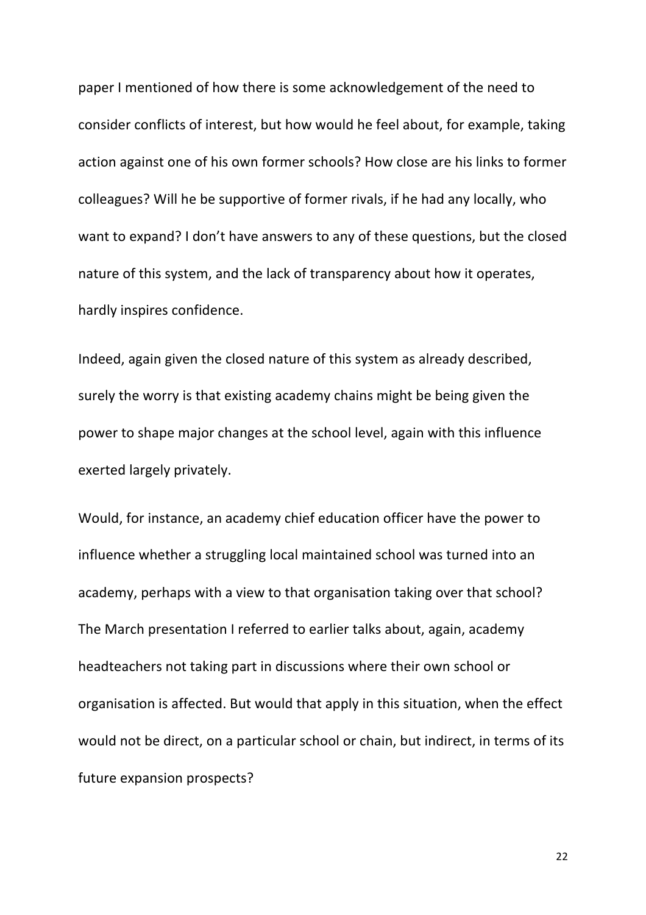paper I mentioned of how there is some acknowledgement of the need to consider conflicts of interest, but how would he feel about, for example, taking action against one of his own former schools? How close are his links to former colleagues? Will he be supportive of former rivals, if he had any locally, who want to expand? I don't have answers to any of these questions, but the closed nature of this system, and the lack of transparency about how it operates, hardly inspires confidence.

Indeed, again given the closed nature of this system as already described, surely the worry is that existing academy chains might be being given the power to shape major changes at the school level, again with this influence exerted largely privately.

Would, for instance, an academy chief education officer have the power to influence whether a struggling local maintained school was turned into an academy, perhaps with a view to that organisation taking over that school? The March presentation I referred to earlier talks about, again, academy headteachers not taking part in discussions where their own school or organisation is affected. But would that apply in this situation, when the effect would not be direct, on a particular school or chain, but indirect, in terms of its future expansion prospects?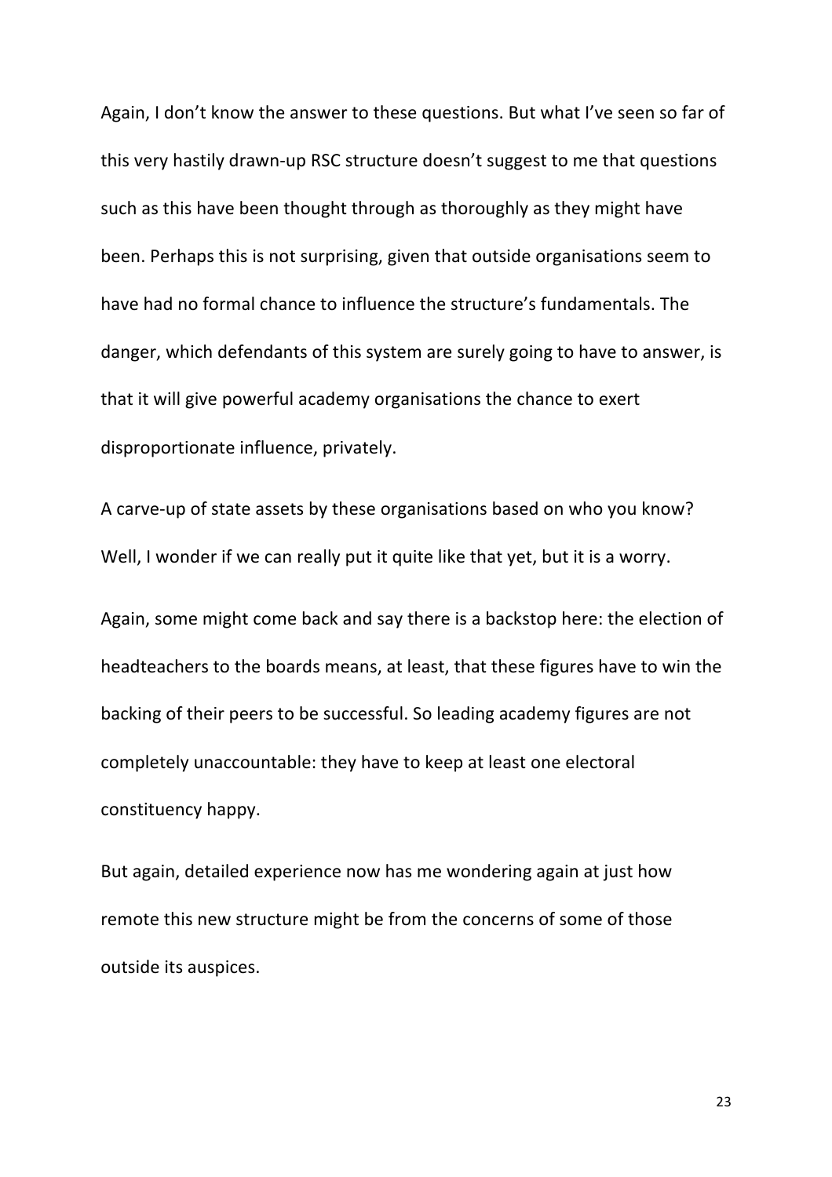Again, I don't know the answer to these questions. But what I've seen so far of this very hastily drawn-up RSC structure doesn't suggest to me that questions such as this have been thought through as thoroughly as they might have been. Perhaps this is not surprising, given that outside organisations seem to have had no formal chance to influence the structure's fundamentals. The danger, which defendants of this system are surely going to have to answer, is that it will give powerful academy organisations the chance to exert disproportionate influence, privately.

A carve-up of state assets by these organisations based on who you know? Well, I wonder if we can really put it quite like that yet, but it is a worry.

Again, some might come back and say there is a backstop here: the election of headteachers to the boards means, at least, that these figures have to win the backing of their peers to be successful. So leading academy figures are not completely unaccountable: they have to keep at least one electoral constituency happy.

But again, detailed experience now has me wondering again at just how remote this new structure might be from the concerns of some of those outside its auspices.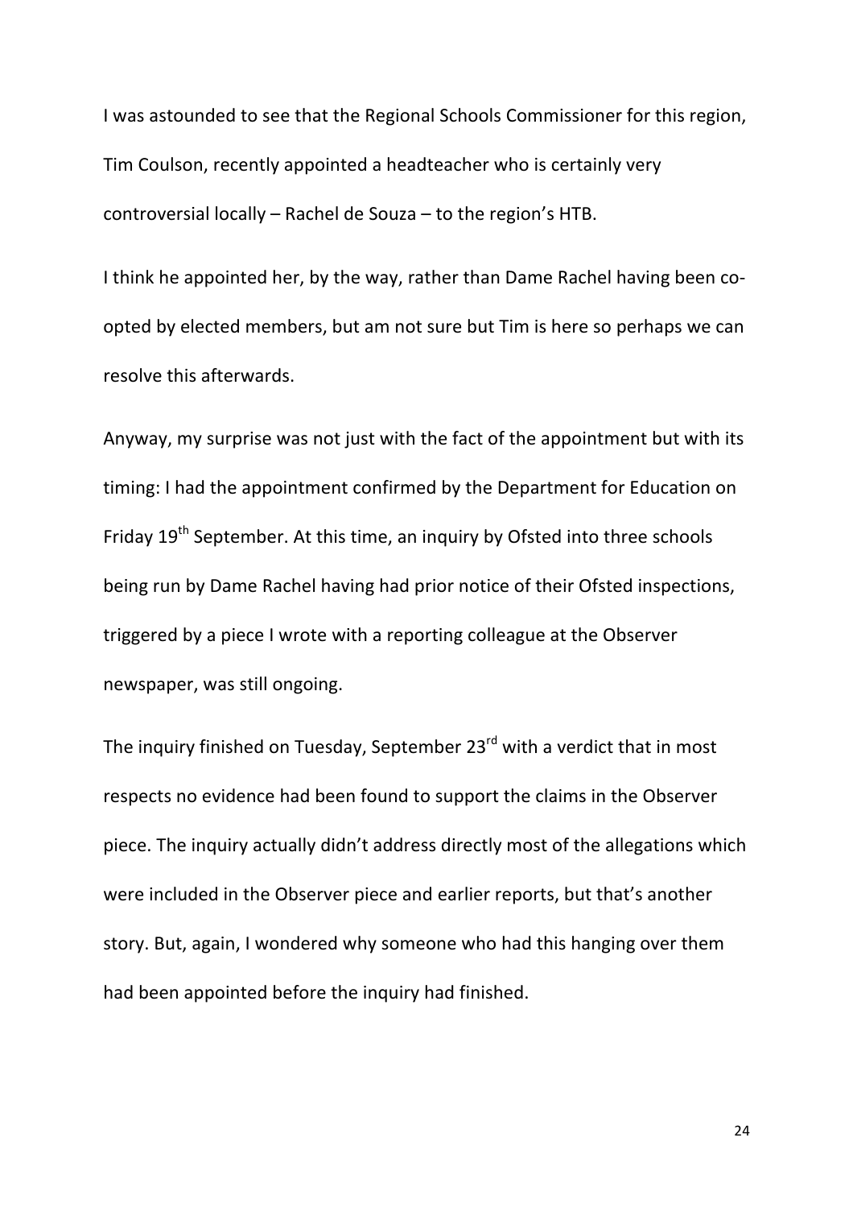I was astounded to see that the Regional Schools Commissioner for this region, Tim Coulson, recently appointed a headteacher who is certainly very controversial locally – Rachel de Souza – to the region's HTB.

I think he appointed her, by the way, rather than Dame Rachel having been co-opted by elected members, but am not sure but Tim is here so perhaps we can resolve this afterwards.

Anyway, my surprise was not just with the fact of the appointment but with its timing: I had the appointment confirmed by the Department for Education on Friday 19th September. At this time, an inquiry by Ofsted into three schools being run by Dame Rachel having had prior notice of their Ofsted inspections, triggered by a piece I wrote with a reporting colleague at the Observer newspaper, was still ongoing.

The inquiry finished on Tuesday, September 23rd with a verdict that in most respects no evidence had been found to support the claims in the Observer piece. The inquiry actually didn't address directly most of the allegations which were included in the Observer piece and earlier reports, but that's another story. But, again, I wondered why someone who had this hanging over them had been appointed before the inquiry had finished.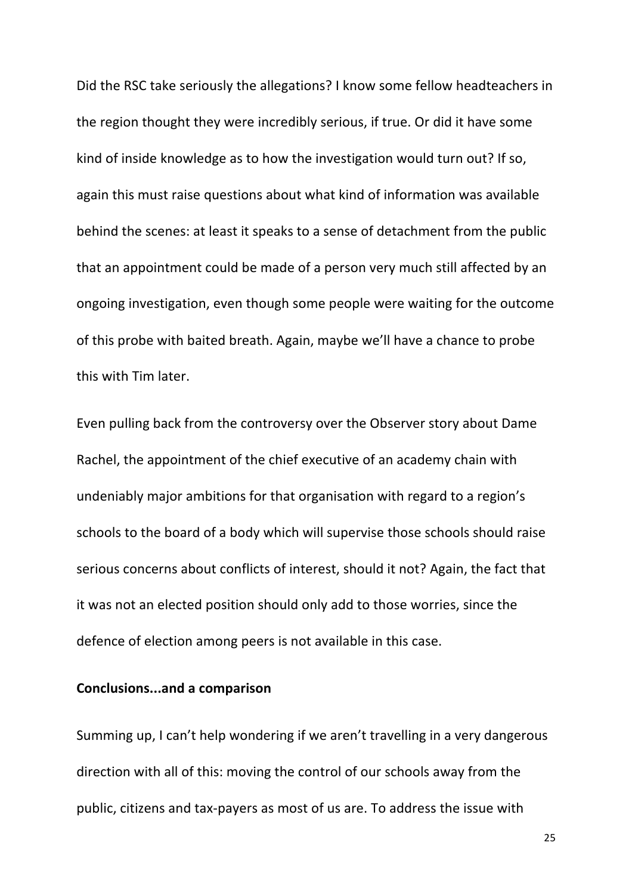Did the RSC take seriously the allegations? I know some fellow headteachers in the region thought they were incredibly serious, if true. Or did it have some kind of inside knowledge as to how the investigation would turn out? If so, again this must raise questions about what kind of information was available behind the scenes: at least it speaks to a sense of detachment from the public that an appointment could be made of a person very much still affected by an ongoing investigation, even though some people were waiting for the outcome of this probe with baited breath. Again, maybe we'll have a chance to probe this with Tim later.

Even pulling back from the controversy over the Observer story about Dame Rachel, the appointment of the chief executive of an academy chain with undeniably major ambitions for that organisation with regard to a region's schools to the board of a body which will supervise those schools should raise serious concerns about conflicts of interest, should it not? Again, the fact that it was not an elected position should only add to those worries, since the defence of election among peers is not available in this case.

**Conclusions...and a comparison**

Summing up, I can't help wondering if we aren't travelling in a very dangerous direction with all of this: moving the control of our schools away from the public, citizens and tax-payers as most of us are. To address the issue with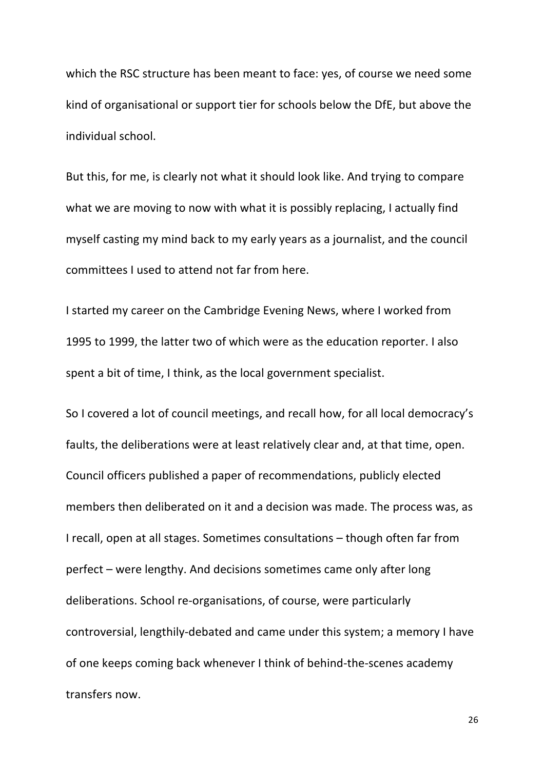which the RSC structure has been meant to face: yes, of course we need some kind of organisational or support tier for schools below the DfE, but above the individual school.

But this, for me, is clearly not what it should look like. And trying to compare what we are moving to now with what it is possibly replacing, I actually find myself casting my mind back to my early years as a journalist, and the council committees I used to attend not far from here.

I started my career on the Cambridge Evening News, where I worked from 1995 to 1999, the latter two of which were as the education reporter. I also spent a bit of time, I think, as the local government specialist.

So I covered a lot of council meetings, and recall how, for all local democracy's faults, the deliberations were at least relatively clear and, at that time, open. Council officers published a paper of recommendations, publicly elected members then deliberated on it and a decision was made. The process was, as I recall, open at all stages. Sometimes consultations – though often far from perfect – were lengthy. And decisions sometimes came only after long deliberations. School re-organisations, of course, were particularly controversial, lengthily-debated and came under this system; a memory I have of one keeps coming back whenever I think of behind-the-scenes academy transfers now.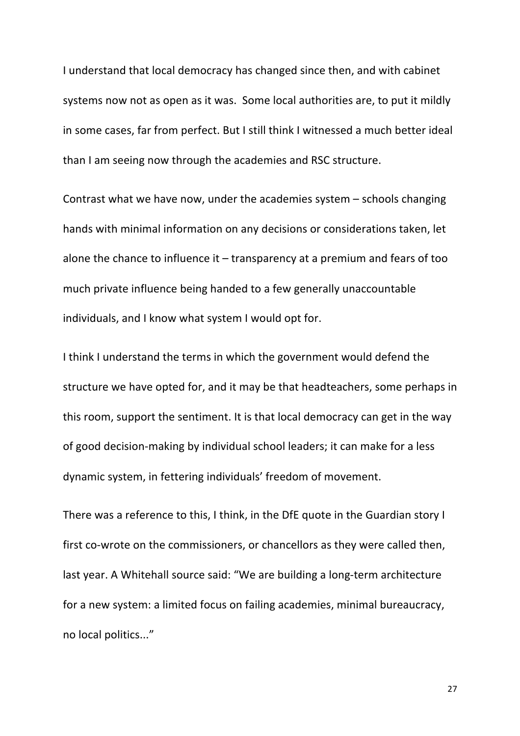I understand that local democracy has changed since then, and with cabinet systems now not as open as it was.  Some local authorities are, to put it mildly in some cases, far from perfect. But I still think I witnessed a much better ideal than I am seeing now through the academies and RSC structure.

Contrast what we have now, under the academies system – schools changing hands with minimal information on any decisions or considerations taken, let alone the chance to influence it – transparency at a premium and fears of too much private influence being handed to a few generally unaccountable individuals, and I know what system I would opt for.

I think I understand the terms in which the government would defend the structure we have opted for, and it may be that headteachers, some perhaps in this room, support the sentiment. It is that local democracy can get in the way of good decision-making by individual school leaders; it can make for a less dynamic system, in fettering individuals' freedom of movement.

There was a reference to this, I think, in the DfE quote in the Guardian story I first co-wrote on the commissioners, or chancellors as they were called then, last year. A Whitehall source said: "We are building a long-term architecture for a new system: a limited focus on failing academies, minimal bureaucracy, no local politics..."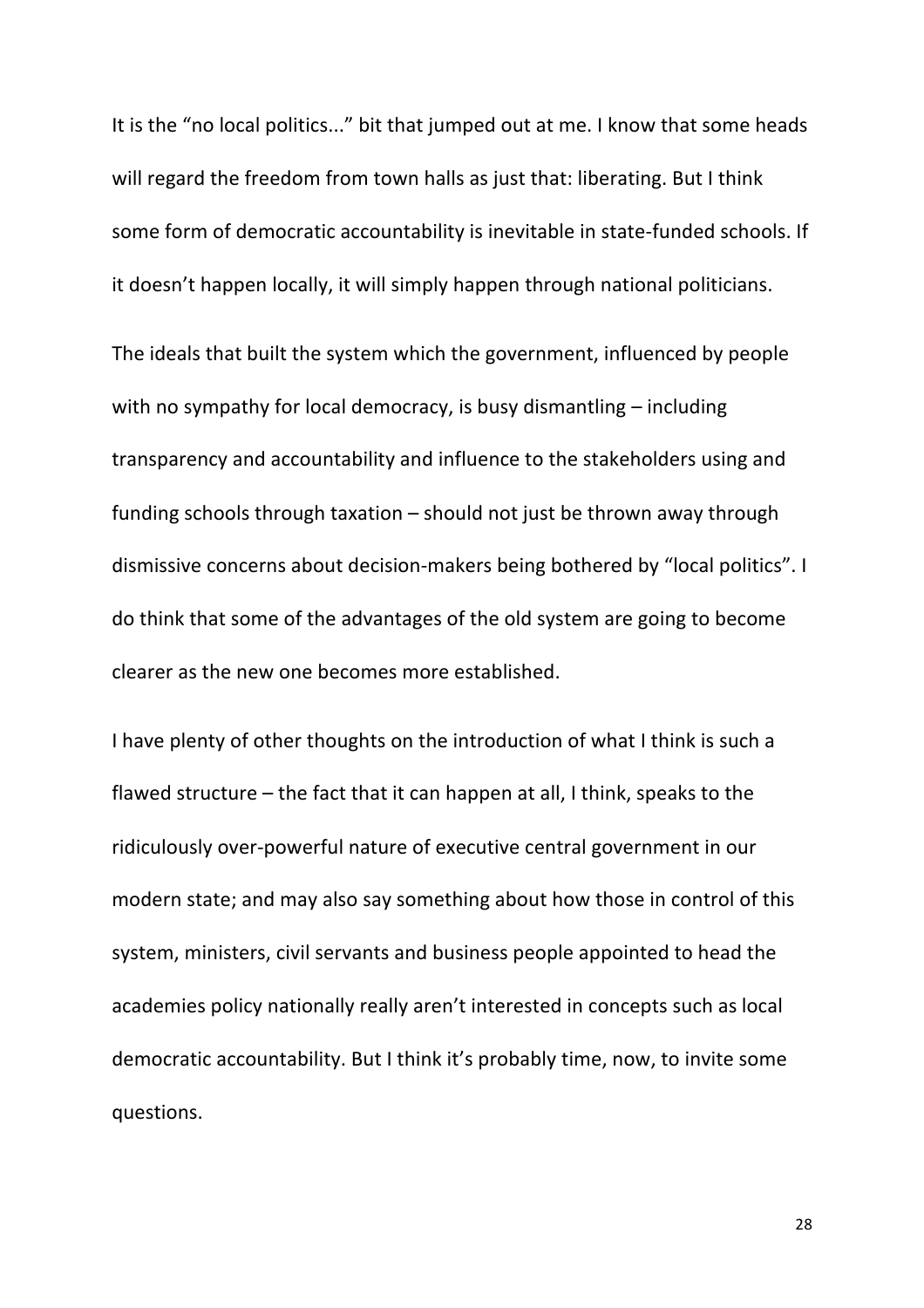It is the "no local politics..." bit that jumped out at me. I know that some heads will regard the freedom from town halls as just that: liberating. But I think some form of democratic accountability is inevitable in state-funded schools. If it doesn't happen locally, it will simply happen through national politicians.

The ideals that built the system which the government, influenced by people with no sympathy for local democracy, is busy dismantling – including transparency and accountability and influence to the stakeholders using and funding schools through taxation – should not just be thrown away through dismissive concerns about decision-makers being bothered by "local politics". I do think that some of the advantages of the old system are going to become clearer as the new one becomes more established.

I have plenty of other thoughts on the introduction of what I think is such a flawed structure – the fact that it can happen at all, I think, speaks to the ridiculously over-powerful nature of executive central government in our modern state; and may also say something about how those in control of this system, ministers, civil servants and business people appointed to head the academies policy nationally really aren't interested in concepts such as local democratic accountability. But I think it's probably time, now, to invite some questions.